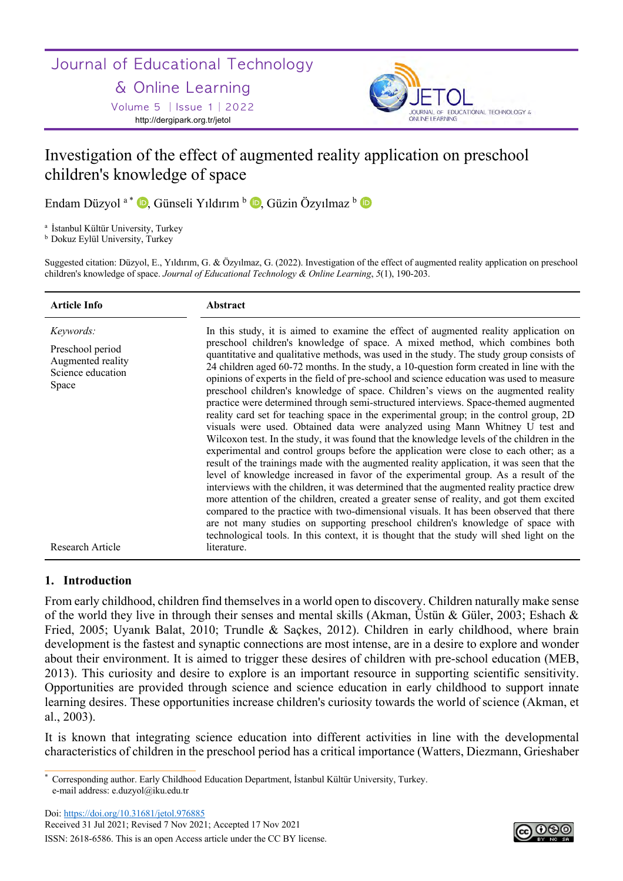# Investigation of the effect of augmented reality application on preschool children's knowledge of space

Endam Düzyol [a*], Günseli Yıldırım [b], Güzin Özyılmaz [b]

[a] İstanbul Kültür University, Turkey
[b] Dokuz Eylül University, Turkey

Suggested citation: Düzyol, E., Yıldırım, G. & Özyılmaz, G. (2022). Investigation of the effect of augmented reality application on preschool children's knowledge of space. *Journal of Educational Technology & Online Learning*, *5*(1), 190-203.

| **Article Info** | **Abstract** |
|---|---|
| *Keywords:*<br>Preschool period<br>Augmented reality<br>Science education<br>Space<br><br>Research Article | In this study, it is aimed to examine the effect of augmented reality application on preschool children's knowledge of space. A mixed method, which combines both quantitative and qualitative methods, was used in the study. The study group consists of 24 children aged 60-72 months. In the study, a 10-question form created in line with the opinions of experts in the field of pre-school and science education was used to measure preschool children's knowledge of space. Children's views on the augmented reality practice were determined through semi-structured interviews. Space-themed augmented reality card set for teaching space in the experimental group; in the control group, 2D visuals were used. Obtained data were analyzed using Mann Whitney U test and Wilcoxon test. In the study, it was found that the knowledge levels of the children in the experimental and control groups before the application were close to each other; as a result of the trainings made with the augmented reality application, it was seen that the level of knowledge increased in favor of the experimental group. As a result of the interviews with the children, it was determined that the augmented reality practice drew more attention of the children, created a greater sense of reality, and got them excited compared to the practice with two-dimensional visuals. It has been observed that there are not many studies on supporting preschool children's knowledge of space with technological tools. In this context, it is thought that the study will shed light on the literature. |

## 1. Introduction

From early childhood, children find themselves in a world open to discovery. Children naturally make sense of the world they live in through their senses and mental skills (Akman, Üstün & Güler, 2003; Eshach & Fried, 2005; Uyanık Balat, 2010; Trundle & Saçkes, 2012). Children in early childhood, where brain development is the fastest and synaptic connections are most intense, are in a desire to explore and wonder about their environment. It is aimed to trigger these desires of children with pre-school education (MEB, 2013). This curiosity and desire to explore is an important resource in supporting scientific sensitivity. Opportunities are provided through science and science education in early childhood to support innate learning desires. These opportunities increase children's curiosity towards the world of science (Akman, et al., 2003).

It is known that integrating science education into different activities in line with the developmental characteristics of children in the preschool period has a critical importance (Watters, Diezmann, Grieshaber

[*] Corresponding author. Early Childhood Education Department, İstanbul Kültür University, Turkey.
e-mail address: e.duzyol@iku.edu.tr

Doi: https://doi.org/10.31681/jetol.976885
Received 31 Jul 2021; Revised 7 Nov 2021; Accepted 17 Nov 2021
ISSN: 2618-6586. This is an open Access article under the CC BY license.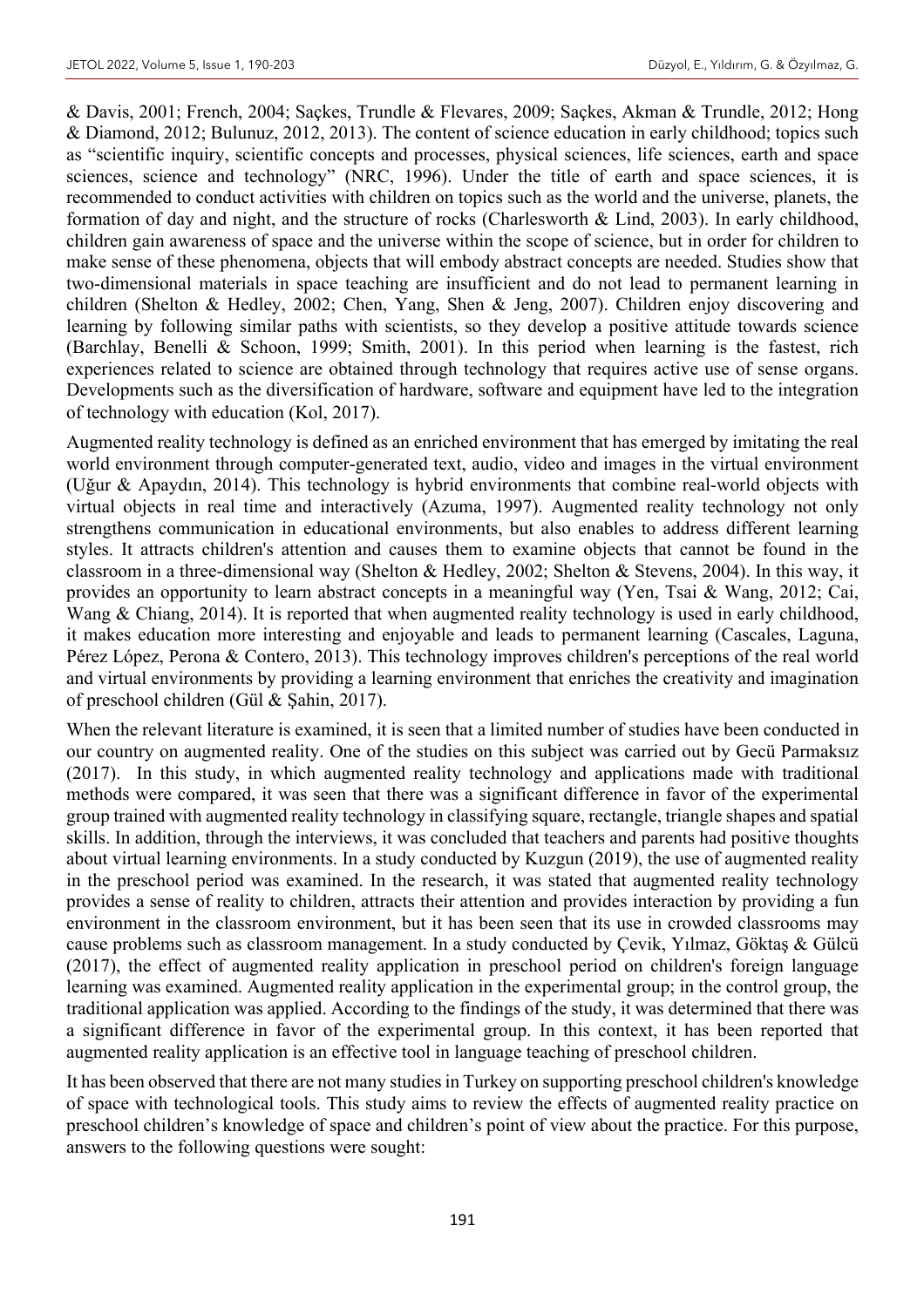& Davis, 2001; French, 2004; Saçkes, Trundle & Flevares, 2009; Saçkes, Akman & Trundle, 2012; Hong & Diamond, 2012; Bulunuz, 2012, 2013). The content of science education in early childhood; topics such as "scientific inquiry, scientific concepts and processes, physical sciences, life sciences, earth and space sciences, science and technology" (NRC, 1996). Under the title of earth and space sciences, it is recommended to conduct activities with children on topics such as the world and the universe, planets, the formation of day and night, and the structure of rocks (Charlesworth & Lind, 2003). In early childhood, children gain awareness of space and the universe within the scope of science, but in order for children to make sense of these phenomena, objects that will embody abstract concepts are needed. Studies show that two-dimensional materials in space teaching are insufficient and do not lead to permanent learning in children (Shelton & Hedley, 2002; Chen, Yang, Shen & Jeng, 2007). Children enjoy discovering and learning by following similar paths with scientists, so they develop a positive attitude towards science (Barchlay, Benelli & Schoon, 1999; Smith, 2001). In this period when learning is the fastest, rich experiences related to science are obtained through technology that requires active use of sense organs. Developments such as the diversification of hardware, software and equipment have led to the integration of technology with education (Kol, 2017).

Augmented reality technology is defined as an enriched environment that has emerged by imitating the real world environment through computer-generated text, audio, video and images in the virtual environment (Uğur & Apaydın, 2014). This technology is hybrid environments that combine real-world objects with virtual objects in real time and interactively (Azuma, 1997). Augmented reality technology not only strengthens communication in educational environments, but also enables to address different learning styles. It attracts children's attention and causes them to examine objects that cannot be found in the classroom in a three-dimensional way (Shelton & Hedley, 2002; Shelton & Stevens, 2004). In this way, it provides an opportunity to learn abstract concepts in a meaningful way (Yen, Tsai & Wang, 2012; Cai, Wang & Chiang, 2014). It is reported that when augmented reality technology is used in early childhood, it makes education more interesting and enjoyable and leads to permanent learning (Cascales, Laguna, Pérez López, Perona & Contero, 2013). This technology improves children's perceptions of the real world and virtual environments by providing a learning environment that enriches the creativity and imagination of preschool children (Gül & Şahin, 2017).

When the relevant literature is examined, it is seen that a limited number of studies have been conducted in our country on augmented reality. One of the studies on this subject was carried out by Gecü Parmaksız (2017). In this study, in which augmented reality technology and applications made with traditional methods were compared, it was seen that there was a significant difference in favor of the experimental group trained with augmented reality technology in classifying square, rectangle, triangle shapes and spatial skills. In addition, through the interviews, it was concluded that teachers and parents had positive thoughts about virtual learning environments. In a study conducted by Kuzgun (2019), the use of augmented reality in the preschool period was examined. In the research, it was stated that augmented reality technology provides a sense of reality to children, attracts their attention and provides interaction by providing a fun environment in the classroom environment, but it has been seen that its use in crowded classrooms may cause problems such as classroom management. In a study conducted by Çevik, Yılmaz, Göktaş & Gülcü (2017), the effect of augmented reality application in preschool period on children's foreign language learning was examined. Augmented reality application in the experimental group; in the control group, the traditional application was applied. According to the findings of the study, it was determined that there was a significant difference in favor of the experimental group. In this context, it has been reported that augmented reality application is an effective tool in language teaching of preschool children.

It has been observed that there are not many studies in Turkey on supporting preschool children's knowledge of space with technological tools. This study aims to review the effects of augmented reality practice on preschool children's knowledge of space and children's point of view about the practice. For this purpose, answers to the following questions were sought: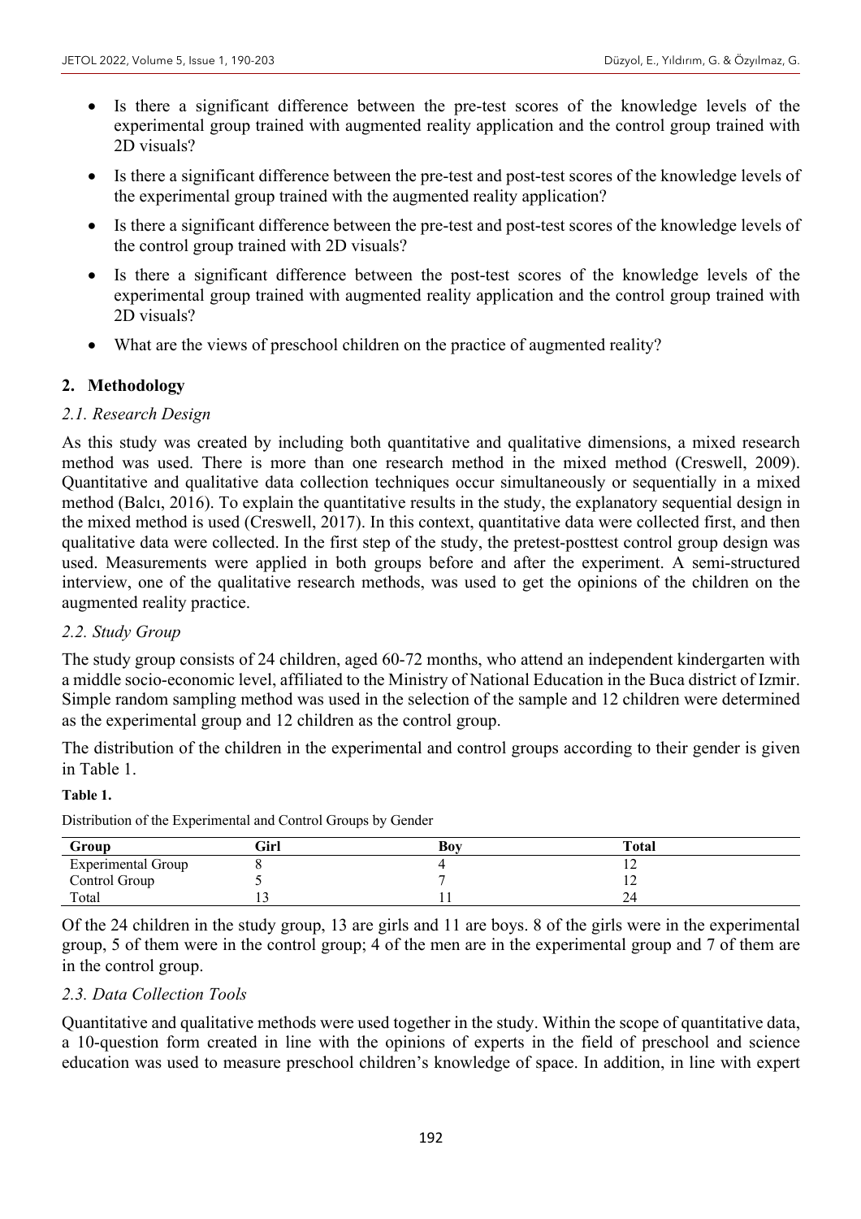- Is there a significant difference between the pre-test scores of the knowledge levels of the experimental group trained with augmented reality application and the control group trained with 2D visuals?
- Is there a significant difference between the pre-test and post-test scores of the knowledge levels of the experimental group trained with the augmented reality application?
- Is there a significant difference between the pre-test and post-test scores of the knowledge levels of the control group trained with 2D visuals?
- Is there a significant difference between the post-test scores of the knowledge levels of the experimental group trained with augmented reality application and the control group trained with 2D visuals?
- What are the views of preschool children on the practice of augmented reality?

## 2. Methodology

### *2.1. Research Design*

As this study was created by including both quantitative and qualitative dimensions, a mixed research method was used. There is more than one research method in the mixed method (Creswell, 2009). Quantitative and qualitative data collection techniques occur simultaneously or sequentially in a mixed method (Balcı, 2016). To explain the quantitative results in the study, the explanatory sequential design in the mixed method is used (Creswell, 2017). In this context, quantitative data were collected first, and then qualitative data were collected. In the first step of the study, the pretest-posttest control group design was used. Measurements were applied in both groups before and after the experiment. A semi-structured interview, one of the qualitative research methods, was used to get the opinions of the children on the augmented reality practice.

### *2.2. Study Group*

The study group consists of 24 children, aged 60-72 months, who attend an independent kindergarten with a middle socio-economic level, affiliated to the Ministry of National Education in the Buca district of Izmir. Simple random sampling method was used in the selection of the sample and 12 children were determined as the experimental group and 12 children as the control group.

The distribution of the children in the experimental and control groups according to their gender is given in Table 1.

**Table 1.**

Distribution of the Experimental and Control Groups by Gender

| Group | Girl | Boy | Total |
|---|---|---|---|
| Experimental Group | 8 | 4 | 12 |
| Control Group | 5 | 7 | 12 |
| Total | 13 | 11 | 24 |

Of the 24 children in the study group, 13 are girls and 11 are boys. 8 of the girls were in the experimental group, 5 of them were in the control group; 4 of the men are in the experimental group and 7 of them are in the control group.

### *2.3. Data Collection Tools*

Quantitative and qualitative methods were used together in the study. Within the scope of quantitative data, a 10-question form created in line with the opinions of experts in the field of preschool and science education was used to measure preschool children's knowledge of space. In addition, in line with expert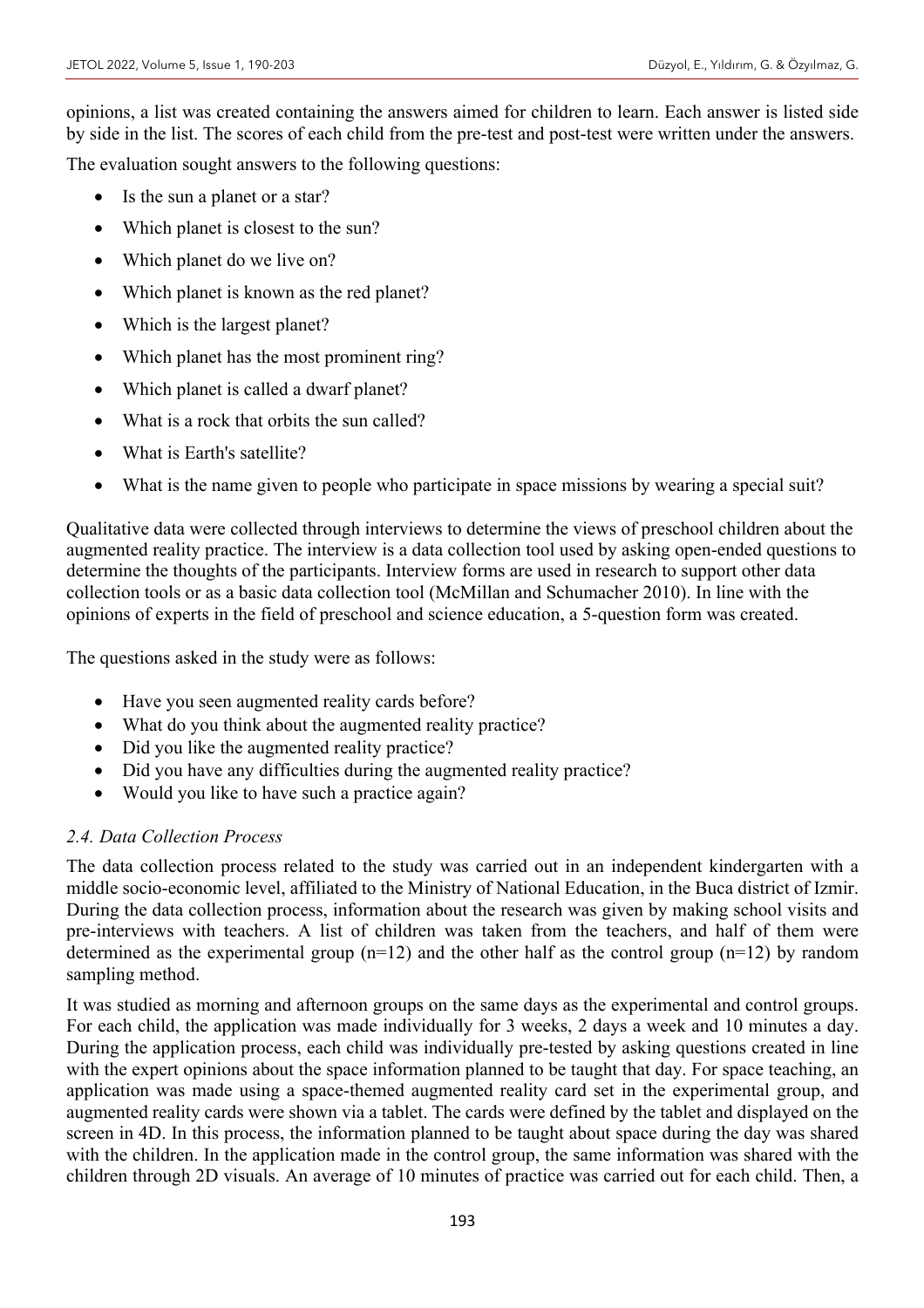opinions, a list was created containing the answers aimed for children to learn. Each answer is listed side by side in the list. The scores of each child from the pre-test and post-test were written under the answers.

The evaluation sought answers to the following questions:

- Is the sun a planet or a star?
- Which planet is closest to the sun?
- Which planet do we live on?
- Which planet is known as the red planet?
- Which is the largest planet?
- Which planet has the most prominent ring?
- Which planet is called a dwarf planet?
- What is a rock that orbits the sun called?
- What is Earth's satellite?
- What is the name given to people who participate in space missions by wearing a special suit?

Qualitative data were collected through interviews to determine the views of preschool children about the augmented reality practice. The interview is a data collection tool used by asking open-ended questions to determine the thoughts of the participants. Interview forms are used in research to support other data collection tools or as a basic data collection tool (McMillan and Schumacher 2010). In line with the opinions of experts in the field of preschool and science education, a 5-question form was created.

The questions asked in the study were as follows:

- Have you seen augmented reality cards before?
- What do you think about the augmented reality practice?
- Did you like the augmented reality practice?
- Did you have any difficulties during the augmented reality practice?
- Would you like to have such a practice again?

### *2.4. Data Collection Process*

The data collection process related to the study was carried out in an independent kindergarten with a middle socio-economic level, affiliated to the Ministry of National Education, in the Buca district of Izmir. During the data collection process, information about the research was given by making school visits and pre-interviews with teachers. A list of children was taken from the teachers, and half of them were determined as the experimental group (n=12) and the other half as the control group (n=12) by random sampling method.

It was studied as morning and afternoon groups on the same days as the experimental and control groups. For each child, the application was made individually for 3 weeks, 2 days a week and 10 minutes a day. During the application process, each child was individually pre-tested by asking questions created in line with the expert opinions about the space information planned to be taught that day. For space teaching, an application was made using a space-themed augmented reality card set in the experimental group, and augmented reality cards were shown via a tablet. The cards were defined by the tablet and displayed on the screen in 4D. In this process, the information planned to be taught about space during the day was shared with the children. In the application made in the control group, the same information was shared with the children through 2D visuals. An average of 10 minutes of practice was carried out for each child. Then, a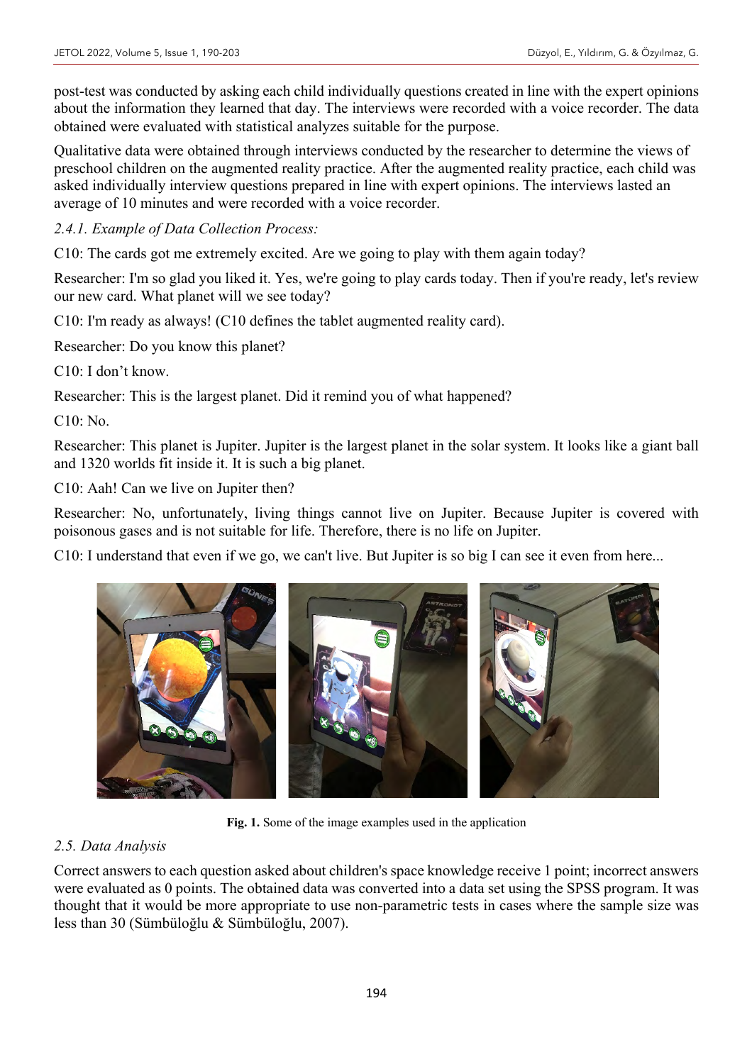post-test was conducted by asking each child individually questions created in line with the expert opinions about the information they learned that day. The interviews were recorded with a voice recorder. The data obtained were evaluated with statistical analyzes suitable for the purpose.

Qualitative data were obtained through interviews conducted by the researcher to determine the views of preschool children on the augmented reality practice. After the augmented reality practice, each child was asked individually interview questions prepared in line with expert opinions. The interviews lasted an average of 10 minutes and were recorded with a voice recorder.

*2.4.1. Example of Data Collection Process:*

C10: The cards got me extremely excited. Are we going to play with them again today?

Researcher: I'm so glad you liked it. Yes, we're going to play cards today. Then if you're ready, let's review our new card. What planet will we see today?

C10: I'm ready as always! (C10 defines the tablet augmented reality card).

Researcher: Do you know this planet?

C10: I don't know.

Researcher: This is the largest planet. Did it remind you of what happened?

C10: No.

Researcher: This planet is Jupiter. Jupiter is the largest planet in the solar system. It looks like a giant ball and 1320 worlds fit inside it. It is such a big planet.

C10: Aah! Can we live on Jupiter then?

Researcher: No, unfortunately, living things cannot live on Jupiter. Because Jupiter is covered with poisonous gases and is not suitable for life. Therefore, there is no life on Jupiter.

C10: I understand that even if we go, we can't live. But Jupiter is so big I can see it even from here...

**Fig. 1.** Some of the image examples used in the application

*2.5. Data Analysis*

Correct answers to each question asked about children's space knowledge receive 1 point; incorrect answers were evaluated as 0 points. The obtained data was converted into a data set using the SPSS program. It was thought that it would be more appropriate to use non-parametric tests in cases where the sample size was less than 30 (Sümbüloğlu & Sümbüloğlu, 2007).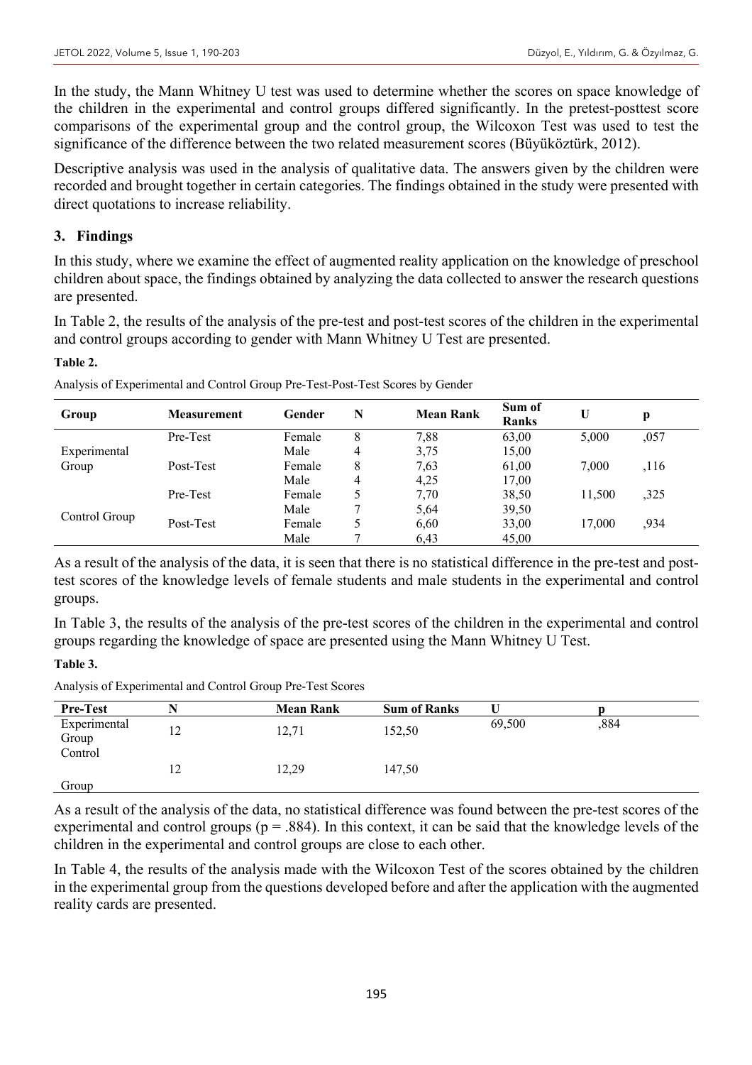In the study, the Mann Whitney U test was used to determine whether the scores on space knowledge of the children in the experimental and control groups differed significantly. In the pretest-posttest score comparisons of the experimental group and the control group, the Wilcoxon Test was used to test the significance of the difference between the two related measurement scores (Büyüköztürk, 2012).

Descriptive analysis was used in the analysis of qualitative data. The answers given by the children were recorded and brought together in certain categories. The findings obtained in the study were presented with direct quotations to increase reliability.

## 3. Findings

In this study, where we examine the effect of augmented reality application on the knowledge of preschool children about space, the findings obtained by analyzing the data collected to answer the research questions are presented.

In Table 2, the results of the analysis of the pre-test and post-test scores of the children in the experimental and control groups according to gender with Mann Whitney U Test are presented.

**Table 2.**

Analysis of Experimental and Control Group Pre-Test-Post-Test Scores by Gender

| Group | Measurement | Gender | N | Mean Rank | Sum of Ranks | U | p |
|---|---|---|---|---|---|---|---|
| Experimental Group | Pre-Test | Female | 8 | 7,88 | 63,00 | 5,000 | ,057 |
| | | Male | 4 | 3,75 | 15,00 | | |
| | Post-Test | Female | 8 | 7,63 | 61,00 | 7,000 | ,116 |
| | | Male | 4 | 4,25 | 17,00 | | |
| Control Group | Pre-Test | Female | 5 | 7,70 | 38,50 | 11,500 | ,325 |
| | | Male | 7 | 5,64 | 39,50 | | |
| | Post-Test | Female | 5 | 6,60 | 33,00 | 17,000 | ,934 |
| | | Male | 7 | 6,43 | 45,00 | | |

As a result of the analysis of the data, it is seen that there is no statistical difference in the pre-test and post-test scores of the knowledge levels of female students and male students in the experimental and control groups.

In Table 3, the results of the analysis of the pre-test scores of the children in the experimental and control groups regarding the knowledge of space are presented using the Mann Whitney U Test.

**Table 3.**

Analysis of Experimental and Control Group Pre-Test Scores

| Pre-Test | N | Mean Rank | Sum of Ranks | U | p |
|---|---|---|---|---|---|
| Experimental Group | 12 | 12,71 | 152,50 | 69,500 | ,884 |
| Control Group | 12 | 12,29 | 147,50 | | |

As a result of the analysis of the data, no statistical difference was found between the pre-test scores of the experimental and control groups ($p = .884$). In this context, it can be said that the knowledge levels of the children in the experimental and control groups are close to each other.

In Table 4, the results of the analysis made with the Wilcoxon Test of the scores obtained by the children in the experimental group from the questions developed before and after the application with the augmented reality cards are presented.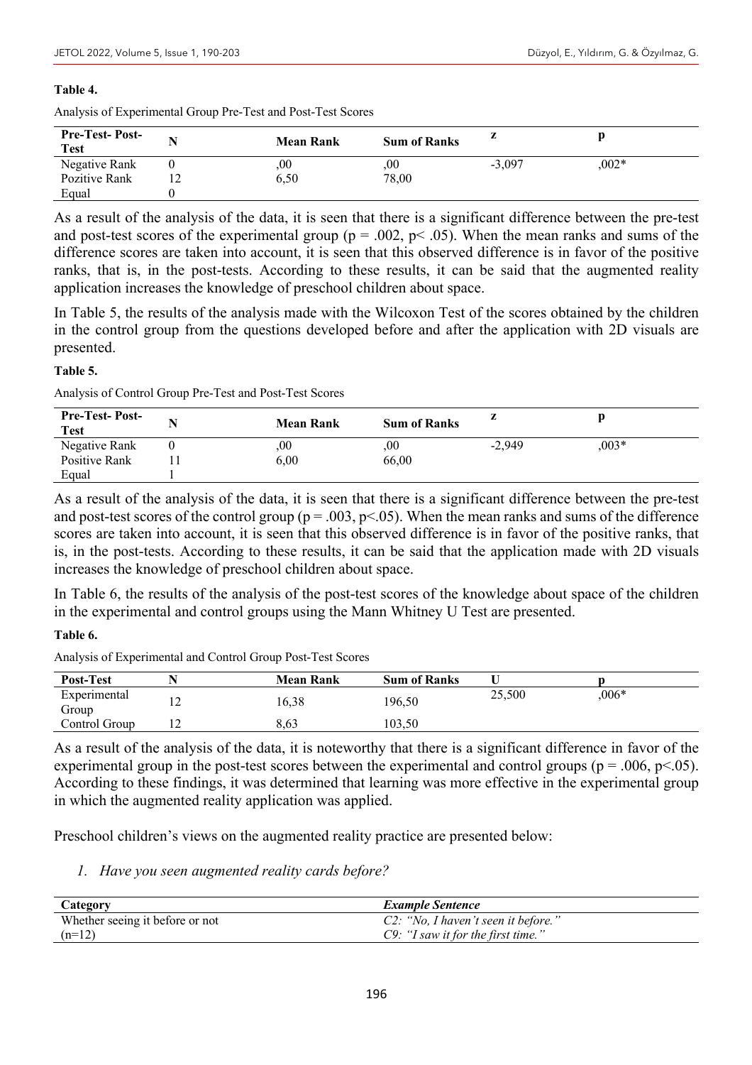**Table 4.**

Analysis of Experimental Group Pre-Test and Post-Test Scores

| Pre-Test- Post-Test | N | Mean Rank | Sum of Ranks | z | p |
|---|---|---|---|---|---|
| Negative Rank | 0 | ,00 | ,00 | -3,097 | ,002* |
| Pozitive Rank | 12 | 6,50 | 78,00 | | |
| Equal | 0 | | | | |

As a result of the analysis of the data, it is seen that there is a significant difference between the pre-test and post-test scores of the experimental group ($p = .002$, $p < .05$). When the mean ranks and sums of the difference scores are taken into account, it is seen that this observed difference is in favor of the positive ranks, that is, in the post-tests. According to these results, it can be said that the augmented reality application increases the knowledge of preschool children about space.

In Table 5, the results of the analysis made with the Wilcoxon Test of the scores obtained by the children in the control group from the questions developed before and after the application with 2D visuals are presented.

**Table 5.**

Analysis of Control Group Pre-Test and Post-Test Scores

| Pre-Test- Post-Test | N | Mean Rank | Sum of Ranks | z | p |
|---|---|---|---|---|---|
| Negative Rank | 0 | ,00 | ,00 | -2,949 | ,003* |
| Positive Rank | 11 | 6,00 | 66,00 | | |
| Equal | 1 | | | | |

As a result of the analysis of the data, it is seen that there is a significant difference between the pre-test and post-test scores of the control group ($p = .003$, $p<.05$). When the mean ranks and sums of the difference scores are taken into account, it is seen that this observed difference is in favor of the positive ranks, that is, in the post-tests. According to these results, it can be said that the application made with 2D visuals increases the knowledge of preschool children about space.

In Table 6, the results of the analysis of the post-test scores of the knowledge about space of the children in the experimental and control groups using the Mann Whitney U Test are presented.

**Table 6.**

Analysis of Experimental and Control Group Post-Test Scores

| Post-Test | N | Mean Rank | Sum of Ranks | U | p |
|---|---|---|---|---|---|
| Experimental Group | 12 | 16,38 | 196,50 | 25,500 | ,006* |
| Control Group | 12 | 8,63 | 103,50 | | |

As a result of the analysis of the data, it is noteworthy that there is a significant difference in favor of the experimental group in the post-test scores between the experimental and control groups ($p = .006$, $p<.05$). According to these findings, it was determined that learning was more effective in the experimental group in which the augmented reality application was applied.

Preschool children's views on the augmented reality practice are presented below:

1. *Have you seen augmented reality cards before?*

| Category | *Example Sentence* |
|---|---|
| Whether seeing it before or not (n=12) | *C2: "No, I haven't seen it before."* <br> *C9: "I saw it for the first time."* |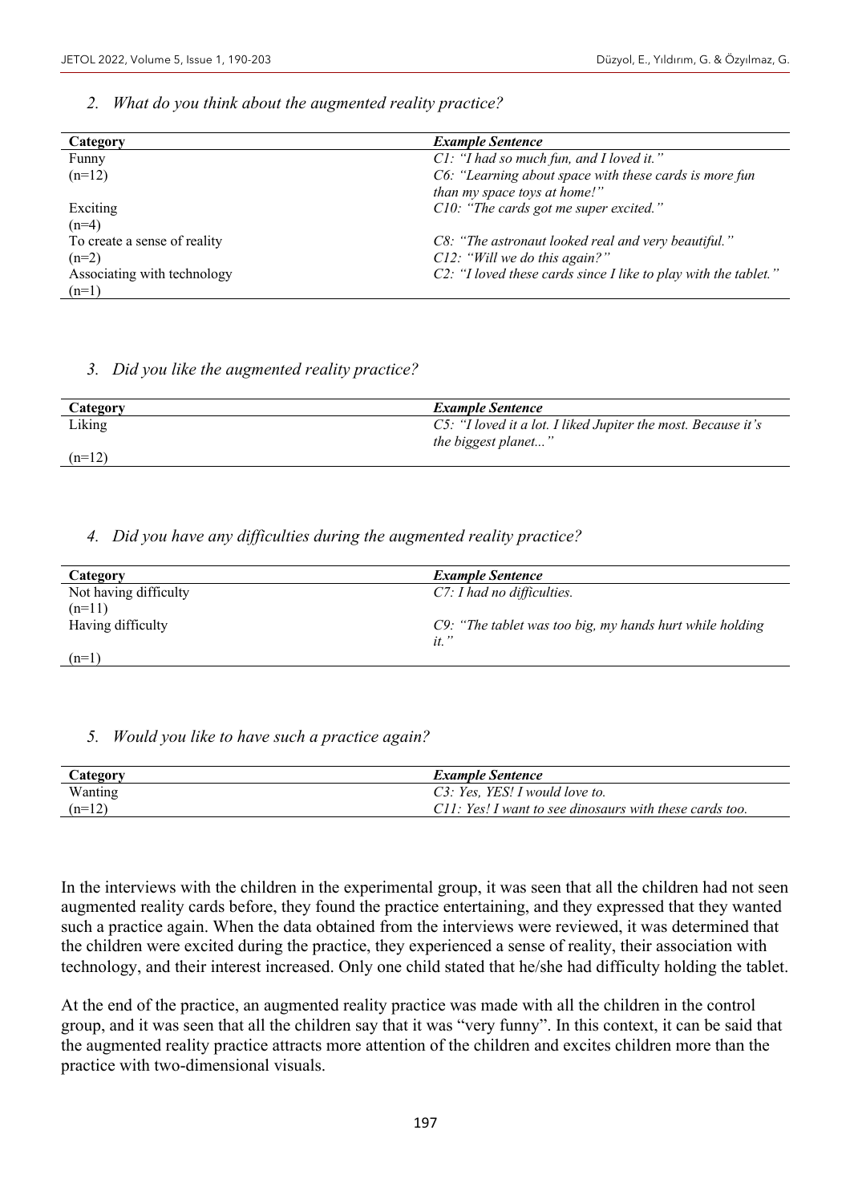*2. What do you think about the augmented reality practice?*

| Category | *Example Sentence* |
|---|---|
| Funny (n=12) | *C1: "I had so much fun, and I loved it."* *C6: "Learning about space with these cards is more fun than my space toys at home!"* |
| Exciting (n=4) | *C10: "The cards got me super excited."* |
| To create a sense of reality (n=2) | *C8: "The astronaut looked real and very beautiful."* *C12: "Will we do this again?"* |
| Associating with technology (n=1) | *C2: "I loved these cards since I like to play with the tablet."* |

*3. Did you like the augmented reality practice?*

| Category | *Example Sentence* |
|---|---|
| Liking (n=12) | *C5: "I loved it a lot. I liked Jupiter the most. Because it's the biggest planet..."* |

*4. Did you have any difficulties during the augmented reality practice?*

| Category | *Example Sentence* |
|---|---|
| Not having difficulty (n=11) | *C7: I had no difficulties.* |
| Having difficulty (n=1) | *C9: "The tablet was too big, my hands hurt while holding it."* |

*5. Would you like to have such a practice again?*

| Category | *Example Sentence* |
|---|---|
| Wanting (n=12) | *C3: Yes, YES! I would love to.* *C11: Yes! I want to see dinosaurs with these cards too.* |

In the interviews with the children in the experimental group, it was seen that all the children had not seen augmented reality cards before, they found the practice entertaining, and they expressed that they wanted such a practice again. When the data obtained from the interviews were reviewed, it was determined that the children were excited during the practice, they experienced a sense of reality, their association with technology, and their interest increased. Only one child stated that he/she had difficulty holding the tablet.

At the end of the practice, an augmented reality practice was made with all the children in the control group, and it was seen that all the children say that it was "very funny". In this context, it can be said that the augmented reality practice attracts more attention of the children and excites children more than the practice with two-dimensional visuals.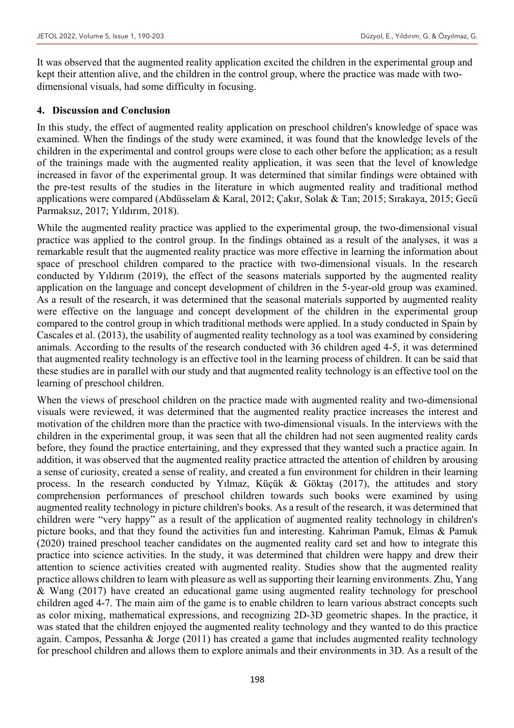It was observed that the augmented reality application excited the children in the experimental group and kept their attention alive, and the children in the control group, where the practice was made with two-dimensional visuals, had some difficulty in focusing.

## 4. Discussion and Conclusion

In this study, the effect of augmented reality application on preschool children's knowledge of space was examined. When the findings of the study were examined, it was found that the knowledge levels of the children in the experimental and control groups were close to each other before the application; as a result of the trainings made with the augmented reality application, it was seen that the level of knowledge increased in favor of the experimental group. It was determined that similar findings were obtained with the pre-test results of the studies in the literature in which augmented reality and traditional method applications were compared (Abdüsselam & Karal, 2012; Çakır, Solak & Tan; 2015; Sırakaya, 2015; Gecü Parmaksız, 2017; Yıldırım, 2018).

While the augmented reality practice was applied to the experimental group, the two-dimensional visual practice was applied to the control group. In the findings obtained as a result of the analyses, it was a remarkable result that the augmented reality practice was more effective in learning the information about space of preschool children compared to the practice with two-dimensional visuals. In the research conducted by Yıldırım (2019), the effect of the seasons materials supported by the augmented reality application on the language and concept development of children in the 5-year-old group was examined. As a result of the research, it was determined that the seasonal materials supported by augmented reality were effective on the language and concept development of the children in the experimental group compared to the control group in which traditional methods were applied. In a study conducted in Spain by Cascales et al. (2013), the usability of augmented reality technology as a tool was examined by considering animals. According to the results of the research conducted with 36 children aged 4-5, it was determined that augmented reality technology is an effective tool in the learning process of children. It can be said that these studies are in parallel with our study and that augmented reality technology is an effective tool on the learning of preschool children.

When the views of preschool children on the practice made with augmented reality and two-dimensional visuals were reviewed, it was determined that the augmented reality practice increases the interest and motivation of the children more than the practice with two-dimensional visuals. In the interviews with the children in the experimental group, it was seen that all the children had not seen augmented reality cards before, they found the practice entertaining, and they expressed that they wanted such a practice again. In addition, it was observed that the augmented reality practice attracted the attention of children by arousing a sense of curiosity, created a sense of reality, and created a fun environment for children in their learning process. In the research conducted by Yılmaz, Küçük & Göktaş (2017), the attitudes and story comprehension performances of preschool children towards such books were examined by using augmented reality technology in picture children's books. As a result of the research, it was determined that children were "very happy" as a result of the application of augmented reality technology in children's picture books, and that they found the activities fun and interesting. Kahriman Pamuk, Elmas & Pamuk (2020) trained preschool teacher candidates on the augmented reality card set and how to integrate this practice into science activities. In the study, it was determined that children were happy and drew their attention to science activities created with augmented reality. Studies show that the augmented reality practice allows children to learn with pleasure as well as supporting their learning environments. Zhu, Yang & Wang (2017) have created an educational game using augmented reality technology for preschool children aged 4-7. The main aim of the game is to enable children to learn various abstract concepts such as color mixing, mathematical expressions, and recognizing 2D-3D geometric shapes. In the practice, it was stated that the children enjoyed the augmented reality technology and they wanted to do this practice again. Campos, Pessanha & Jorge (2011) has created a game that includes augmented reality technology for preschool children and allows them to explore animals and their environments in 3D. As a result of the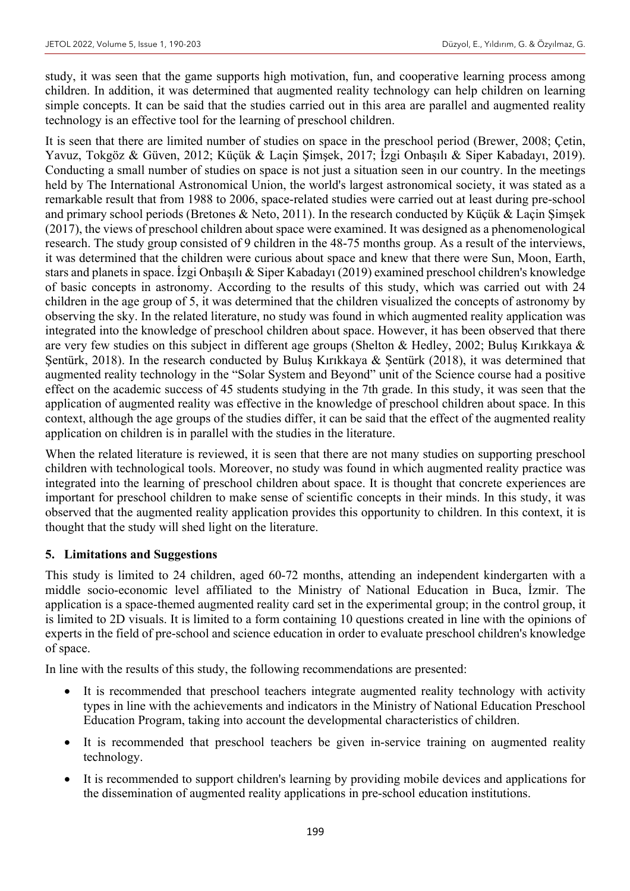study, it was seen that the game supports high motivation, fun, and cooperative learning process among children. In addition, it was determined that augmented reality technology can help children on learning simple concepts. It can be said that the studies carried out in this area are parallel and augmented reality technology is an effective tool for the learning of preschool children.

It is seen that there are limited number of studies on space in the preschool period (Brewer, 2008; Çetin, Yavuz, Tokgöz & Güven, 2012; Küçük & Laçin Şimşek, 2017; İzgi Onbaşılı & Siper Kabadayı, 2019). Conducting a small number of studies on space is not just a situation seen in our country. In the meetings held by The International Astronomical Union, the world's largest astronomical society, it was stated as a remarkable result that from 1988 to 2006, space-related studies were carried out at least during pre-school and primary school periods (Bretones & Neto, 2011). In the research conducted by Küçük & Laçin Şimşek (2017), the views of preschool children about space were examined. It was designed as a phenomenological research. The study group consisted of 9 children in the 48-75 months group. As a result of the interviews, it was determined that the children were curious about space and knew that there were Sun, Moon, Earth, stars and planets in space. İzgi Onbaşılı & Siper Kabadayı (2019) examined preschool children's knowledge of basic concepts in astronomy. According to the results of this study, which was carried out with 24 children in the age group of 5, it was determined that the children visualized the concepts of astronomy by observing the sky. In the related literature, no study was found in which augmented reality application was integrated into the knowledge of preschool children about space. However, it has been observed that there are very few studies on this subject in different age groups (Shelton & Hedley, 2002; Buluş Kırıkkaya & Şentürk, 2018). In the research conducted by Buluş Kırıkkaya & Şentürk (2018), it was determined that augmented reality technology in the "Solar System and Beyond" unit of the Science course had a positive effect on the academic success of 45 students studying in the 7th grade. In this study, it was seen that the application of augmented reality was effective in the knowledge of preschool children about space. In this context, although the age groups of the studies differ, it can be said that the effect of the augmented reality application on children is in parallel with the studies in the literature.

When the related literature is reviewed, it is seen that there are not many studies on supporting preschool children with technological tools. Moreover, no study was found in which augmented reality practice was integrated into the learning of preschool children about space. It is thought that concrete experiences are important for preschool children to make sense of scientific concepts in their minds. In this study, it was observed that the augmented reality application provides this opportunity to children. In this context, it is thought that the study will shed light on the literature.

## 5. Limitations and Suggestions

This study is limited to 24 children, aged 60-72 months, attending an independent kindergarten with a middle socio-economic level affiliated to the Ministry of National Education in Buca, İzmir. The application is a space-themed augmented reality card set in the experimental group; in the control group, it is limited to 2D visuals. It is limited to a form containing 10 questions created in line with the opinions of experts in the field of pre-school and science education in order to evaluate preschool children's knowledge of space.

In line with the results of this study, the following recommendations are presented:

- It is recommended that preschool teachers integrate augmented reality technology with activity types in line with the achievements and indicators in the Ministry of National Education Preschool Education Program, taking into account the developmental characteristics of children.
- It is recommended that preschool teachers be given in-service training on augmented reality technology.
- It is recommended to support children's learning by providing mobile devices and applications for the dissemination of augmented reality applications in pre-school education institutions.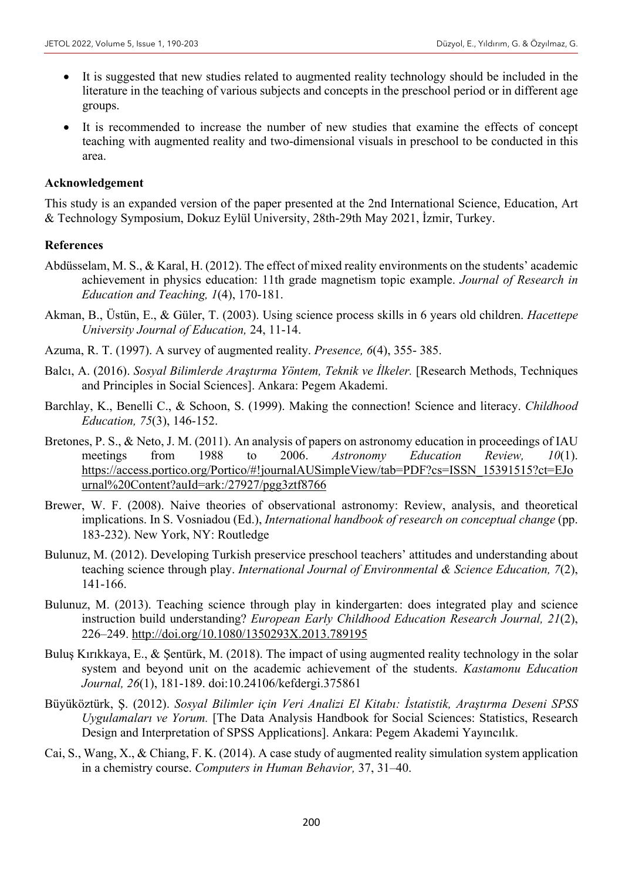- It is suggested that new studies related to augmented reality technology should be included in the literature in the teaching of various subjects and concepts in the preschool period or in different age groups.
- It is recommended to increase the number of new studies that examine the effects of concept teaching with augmented reality and two-dimensional visuals in preschool to be conducted in this area.

### Acknowledgement

This study is an expanded version of the paper presented at the 2nd International Science, Education, Art & Technology Symposium, Dokuz Eylül University, 28th-29th May 2021, İzmir, Turkey.

### References

Abdüsselam, M. S., & Karal, H. (2012). The effect of mixed reality environments on the students' academic achievement in physics education: 11th grade magnetism topic example. *Journal of Research in Education and Teaching, 1*(4), 170-181.

Akman, B., Üstün, E., & Güler, T. (2003). Using science process skills in 6 years old children. *Hacettepe University Journal of Education,* 24, 11-14.

Azuma, R. T. (1997). A survey of augmented reality. *Presence, 6*(4), 355- 385.

Balcı, A. (2016). *Sosyal Bilimlerde Araştırma Yöntem, Teknik ve İlkeler.* [Research Methods, Techniques and Principles in Social Sciences]. Ankara: Pegem Akademi.

Barchlay, K., Benelli C., & Schoon, S. (1999). Making the connection! Science and literacy. *Childhood Education, 75*(3), 146-152.

Bretones, P. S., & Neto, J. M. (2011). An analysis of papers on astronomy education in proceedings of IAU meetings from 1988 to 2006. *Astronomy Education Review, 10*(1). https://access.portico.org/Portico/#!journalAUSimpleView/tab=PDF?cs=ISSN_15391515?ct=EJournal%20Content?auId=ark:/27927/pgg3ztf8766

Brewer, W. F. (2008). Naive theories of observational astronomy: Review, analysis, and theoretical implications. In S. Vosniadou (Ed.), *International handbook of research on conceptual change* (pp. 183-232). New York, NY: Routledge

Bulunuz, M. (2012). Developing Turkish preservice preschool teachers' attitudes and understanding about teaching science through play. *International Journal of Environmental & Science Education, 7*(2), 141-166.

Bulunuz, M. (2013). Teaching science through play in kindergarten: does integrated play and science instruction build understanding? *European Early Childhood Education Research Journal, 21*(2), 226–249. http://doi.org/10.1080/1350293X.2013.789195

Buluş Kırıkkaya, E., & Şentürk, M. (2018). The impact of using augmented reality technology in the solar system and beyond unit on the academic achievement of the students. *Kastamonu Education Journal, 26*(1), 181-189. doi:10.24106/kefdergi.375861

Büyüköztürk, Ş. (2012). *Sosyal Bilimler için Veri Analizi El Kitabı: İstatistik, Araştırma Deseni SPSS Uygulamaları ve Yorum.* [The Data Analysis Handbook for Social Sciences: Statistics, Research Design and Interpretation of SPSS Applications]. Ankara: Pegem Akademi Yayıncılık.

Cai, S., Wang, X., & Chiang, F. K. (2014). A case study of augmented reality simulation system application in a chemistry course. *Computers in Human Behavior,* 37, 31–40.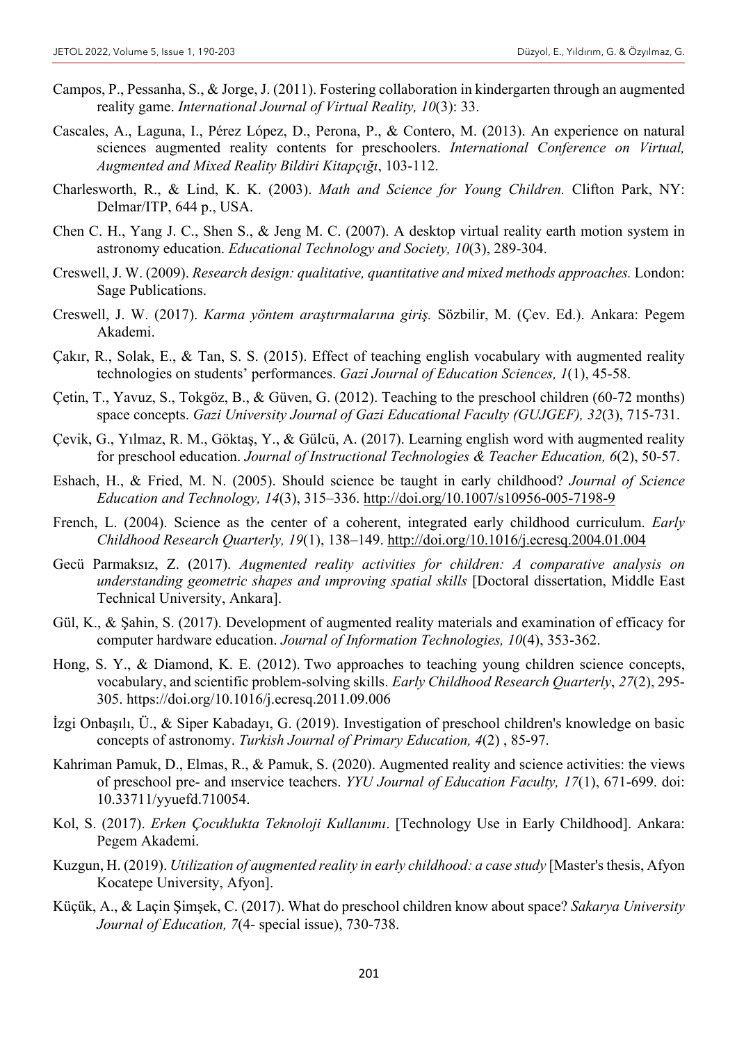Campos, P., Pessanha, S., & Jorge, J. (2011). Fostering collaboration in kindergarten through an augmented reality game. *International Journal of Virtual Reality, 10*(3): 33.

Cascales, A., Laguna, I., Pérez López, D., Perona, P., & Contero, M. (2013). An experience on natural sciences augmented reality contents for preschoolers. *International Conference on Virtual, Augmented and Mixed Reality Bildiri Kitapçığı*, 103-112.

Charlesworth, R., & Lind, K. K. (2003). *Math and Science for Young Children.* Clifton Park, NY: Delmar/ITP, 644 p., USA.

Chen C. H., Yang J. C., Shen S., & Jeng M. C. (2007). A desktop virtual reality earth motion system in astronomy education. *Educational Technology and Society, 10*(3), 289-304.

Creswell, J. W. (2009). *Research design: qualitative, quantitative and mixed methods approaches.* London: Sage Publications.

Creswell, J. W. (2017). *Karma yöntem araştırmalarına giriş.* Sözbilir, M. (Çev. Ed.). Ankara: Pegem Akademi.

Çakır, R., Solak, E., & Tan, S. S. (2015). Effect of teaching english vocabulary with augmented reality technologies on students' performances. *Gazi Journal of Education Sciences, 1*(1), 45-58.

Çetin, T., Yavuz, S., Tokgöz, B., & Güven, G. (2012). Teaching to the preschool children (60-72 months) space concepts. *Gazi University Journal of Gazi Educational Faculty (GUJGEF), 32*(3), 715-731.

Çevik, G., Yılmaz, R. M., Göktaş, Y., & Gülcü, A. (2017). Learning english word with augmented reality for preschool education. *Journal of Instructional Technologies & Teacher Education, 6*(2), 50-57.

Eshach, H., & Fried, M. N. (2005). Should science be taught in early childhood? *Journal of Science Education and Technology, 14*(3), 315–336. http://doi.org/10.1007/s10956-005-7198-9

French, L. (2004). Science as the center of a coherent, integrated early childhood curriculum. *Early Childhood Research Quarterly, 19*(1), 138–149. http://doi.org/10.1016/j.ecresq.2004.01.004

Gecü Parmaksız, Z. (2017). *Augmented reality activities for children: A comparative analysis on understanding geometric shapes and ımproving spatial skills* [Doctoral dissertation, Middle East Technical University, Ankara].

Gül, K., & Şahin, S. (2017). Development of augmented reality materials and examination of efficacy for computer hardware education. *Journal of Information Technologies, 10*(4), 353-362.

Hong, S. Y., & Diamond, K. E. (2012). Two approaches to teaching young children science concepts, vocabulary, and scientific problem-solving skills. *Early Childhood Research Quarterly*, *27*(2), 295-305. https://doi.org/10.1016/j.ecresq.2011.09.006

İzgi Onbaşılı, Ü., & Siper Kabadayı, G. (2019). Investigation of preschool children's knowledge on basic concepts of astronomy. *Turkish Journal of Primary Education, 4*(2) , 85-97.

Kahriman Pamuk, D., Elmas, R., & Pamuk, S. (2020). Augmented reality and science activities: the views of preschool pre- and ınservice teachers. *YYU Journal of Education Faculty, 17*(1), 671-699. doi: 10.33711/yyuefd.710054.

Kol, S. (2017). *Erken Çocuklukta Teknoloji Kullanımı*. [Technology Use in Early Childhood]. Ankara: Pegem Akademi.

Kuzgun, H. (2019). *Utilization of augmented reality in early childhood: a case study* [Master's thesis, Afyon Kocatepe University, Afyon].

Küçük, A., & Laçin Şimşek, C. (2017). What do preschool children know about space? *Sakarya University Journal of Education, 7*(4- special issue), 730-738.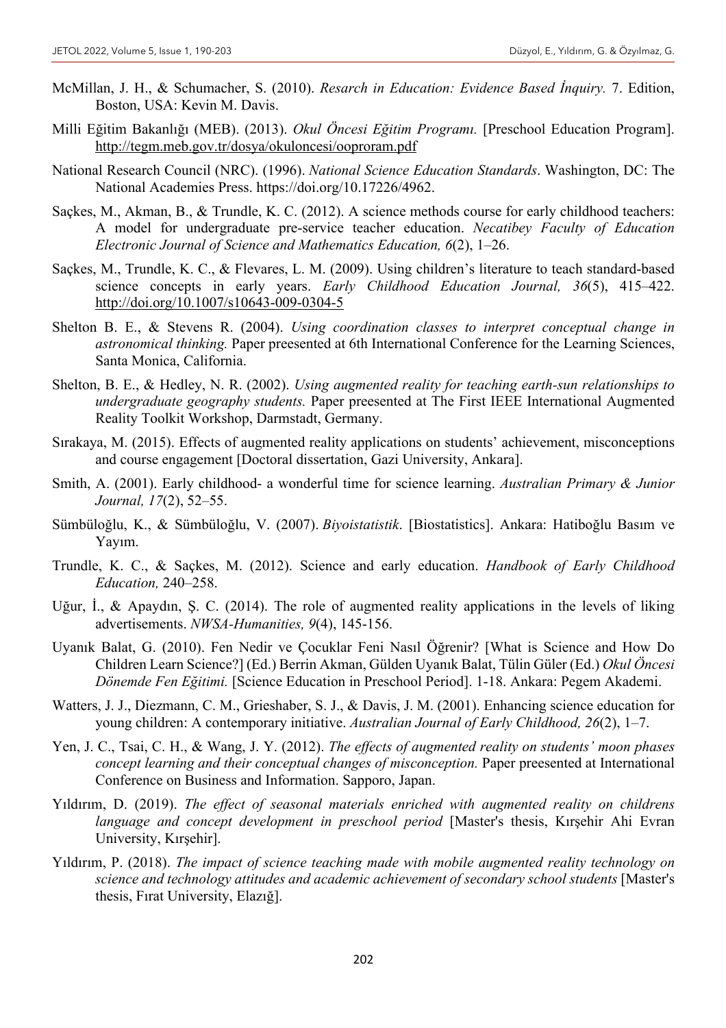McMillan, J. H., & Schumacher, S. (2010). *Resarch in Education: Evidence Based İnquiry.* 7. Edition, Boston, USA: Kevin M. Davis.

Milli Eğitim Bakanlığı (MEB). (2013). *Okul Öncesi Eğitim Programı.* [Preschool Education Program]. http://tegm.meb.gov.tr/dosya/okuloncesi/ooproram.pdf

National Research Council (NRC). (1996). *National Science Education Standards*. Washington, DC: The National Academies Press. https://doi.org/10.17226/4962.

Saçkes, M., Akman, B., & Trundle, K. C. (2012). A science methods course for early childhood teachers: A model for undergraduate pre-service teacher education. *Necatibey Faculty of Education Electronic Journal of Science and Mathematics Education, 6*(2), 1–26.

Saçkes, M., Trundle, K. C., & Flevares, L. M. (2009). Using children's literature to teach standard-based science concepts in early years. *Early Childhood Education Journal, 36*(5), 415–422. http://doi.org/10.1007/s10643-009-0304-5

Shelton B. E., & Stevens R. (2004). *Using coordination classes to interpret conceptual change in astronomical thinking.* Paper preesented at 6th International Conference for the Learning Sciences, Santa Monica, California.

Shelton, B. E., & Hedley, N. R. (2002). *Using augmented reality for teaching earth-sun relationships to undergraduate geography students.* Paper preesented at The First IEEE International Augmented Reality Toolkit Workshop, Darmstadt, Germany.

Sırakaya, M. (2015). Effects of augmented reality applications on students' achievement, misconceptions and course engagement [Doctoral dissertation, Gazi University, Ankara].

Smith, A. (2001). Early childhood- a wonderful time for science learning. *Australian Primary & Junior Journal, 17*(2), 52–55.

Sümbüloğlu, K., & Sümbüloğlu, V. (2007). *Biyoistatistik*. [Biostatistics]. Ankara: Hatiboğlu Basım ve Yayım.

Trundle, K. C., & Saçkes, M. (2012). Science and early education. *Handbook of Early Childhood Education,* 240–258.

Uğur, İ., & Apaydın, Ş. C. (2014). The role of augmented reality applications in the levels of liking advertisements. *NWSA-Humanities, 9*(4), 145-156.

Uyanık Balat, G. (2010). Fen Nedir ve Çocuklar Feni Nasıl Öğrenir? [What is Science and How Do Children Learn Science?] (Ed.) Berrin Akman, Gülden Uyanık Balat, Tülin Güler (Ed.) *Okul Öncesi Dönemde Fen Eğitimi.* [Science Education in Preschool Period]. 1-18. Ankara: Pegem Akademi.

Watters, J. J., Diezmann, C. M., Grieshaber, S. J., & Davis, J. M. (2001). Enhancing science education for young children: A contemporary initiative. *Australian Journal of Early Childhood, 26*(2), 1–7.

Yen, J. C., Tsai, C. H., & Wang, J. Y. (2012). *The effects of augmented reality on students' moon phases concept learning and their conceptual changes of misconception.* Paper preesented at International Conference on Business and Information. Sapporo, Japan.

Yıldırım, D. (2019). *The effect of seasonal materials enriched with augmented reality on childrens language and concept development in preschool period* [Master's thesis, Kırşehir Ahi Evran University, Kırşehir].

Yıldırım, P. (2018). *The impact of science teaching made with mobile augmented reality technology on science and technology attitudes and academic achievement of secondary school students* [Master's thesis, Fırat University, Elazığ].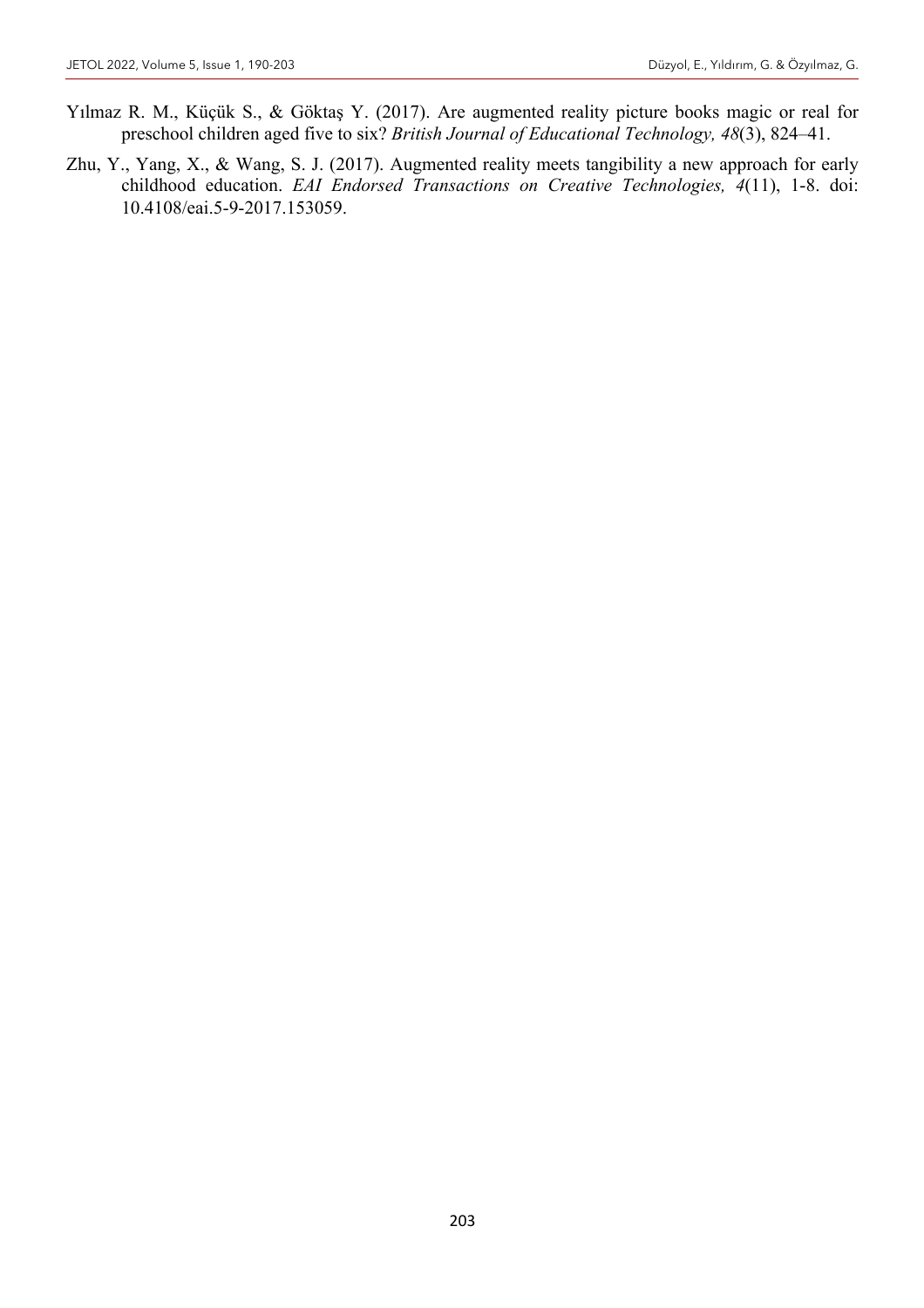Yılmaz R. M., Küçük S., & Göktaş Y. (2017). Are augmented reality picture books magic or real for preschool children aged five to six? *British Journal of Educational Technology, 48*(3), 824–41.

Zhu, Y., Yang, X., & Wang, S. J. (2017). Augmented reality meets tangibility a new approach for early childhood education. *EAI Endorsed Transactions on Creative Technologies, 4*(11), 1-8. doi: 10.4108/eai.5-9-2017.153059.